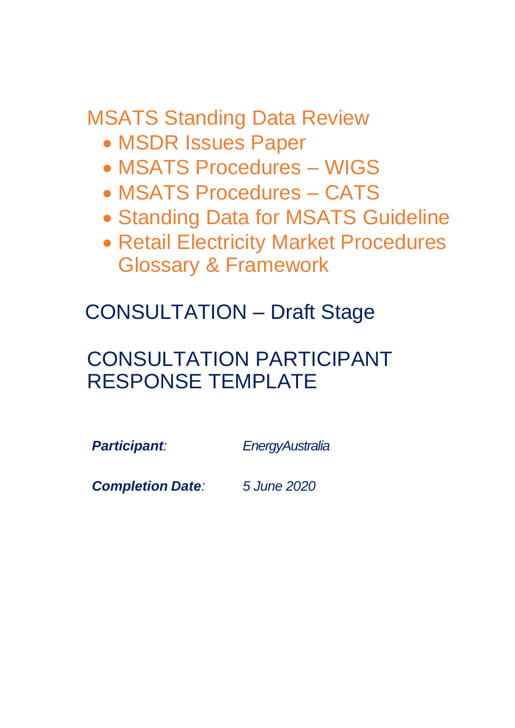# MSATS Standing Data Review

- MSDR Issues Paper
- MSATS Procedures – WIGS
- MSATS Procedures – CATS
- Standing Data for MSATS Guideline
- Retail Electricity Market Procedures Glossary & Framework

## CONSULTATION – Draft Stage

## CONSULTATION PARTICIPANT RESPONSE TEMPLATE

***Participant**:* *EnergyAustralia*

***Completion Date**:* *5 June 2020*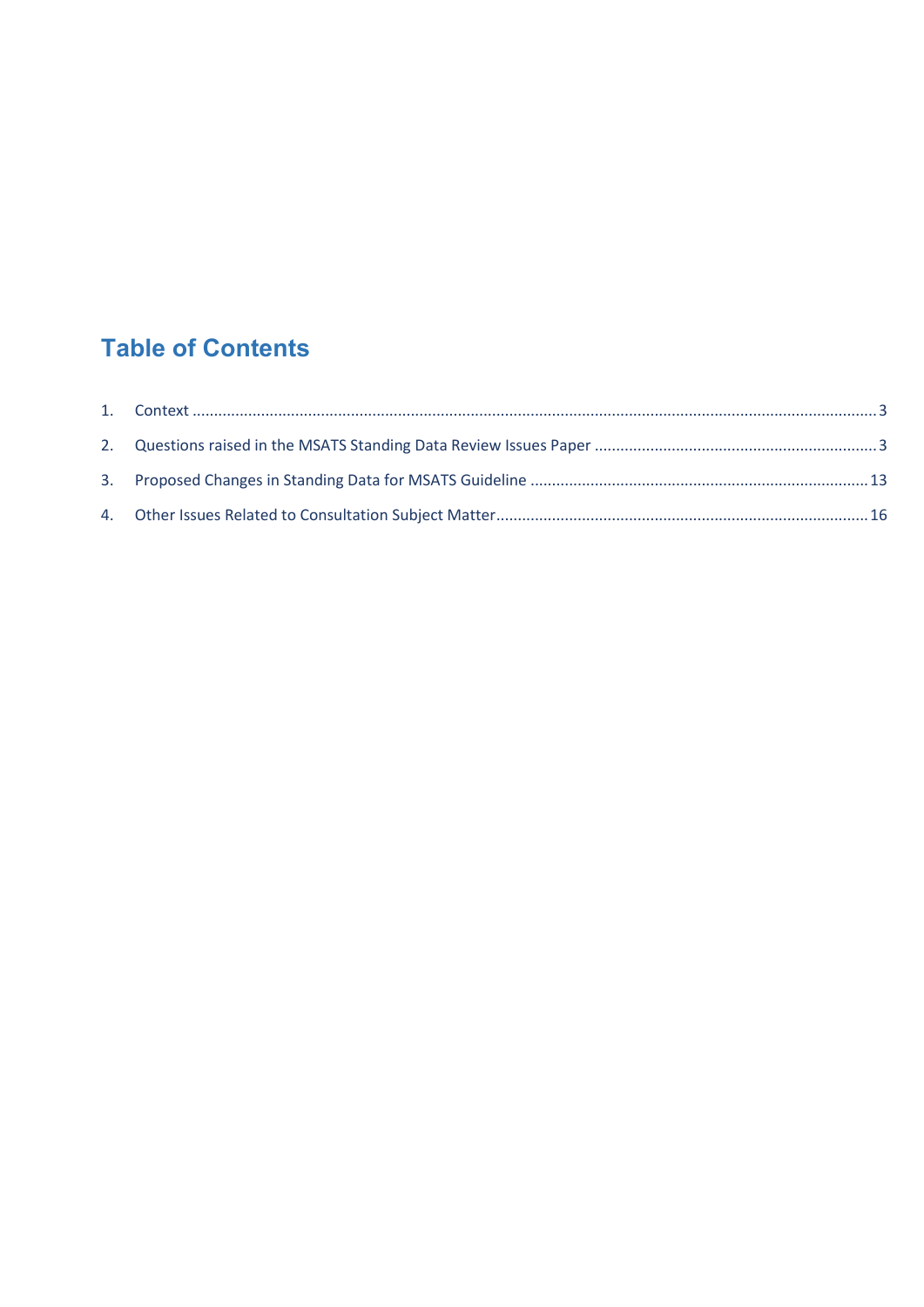# Table of Contents

1. Context ........................................................................ 3
2. Questions raised in the MSATS Standing Data Review Issues Paper ........................................................................ 3
3. Proposed Changes in Standing Data for MSATS Guideline ........................................................................ 13
4. Other Issues Related to Consultation Subject Matter ........................................................................ 16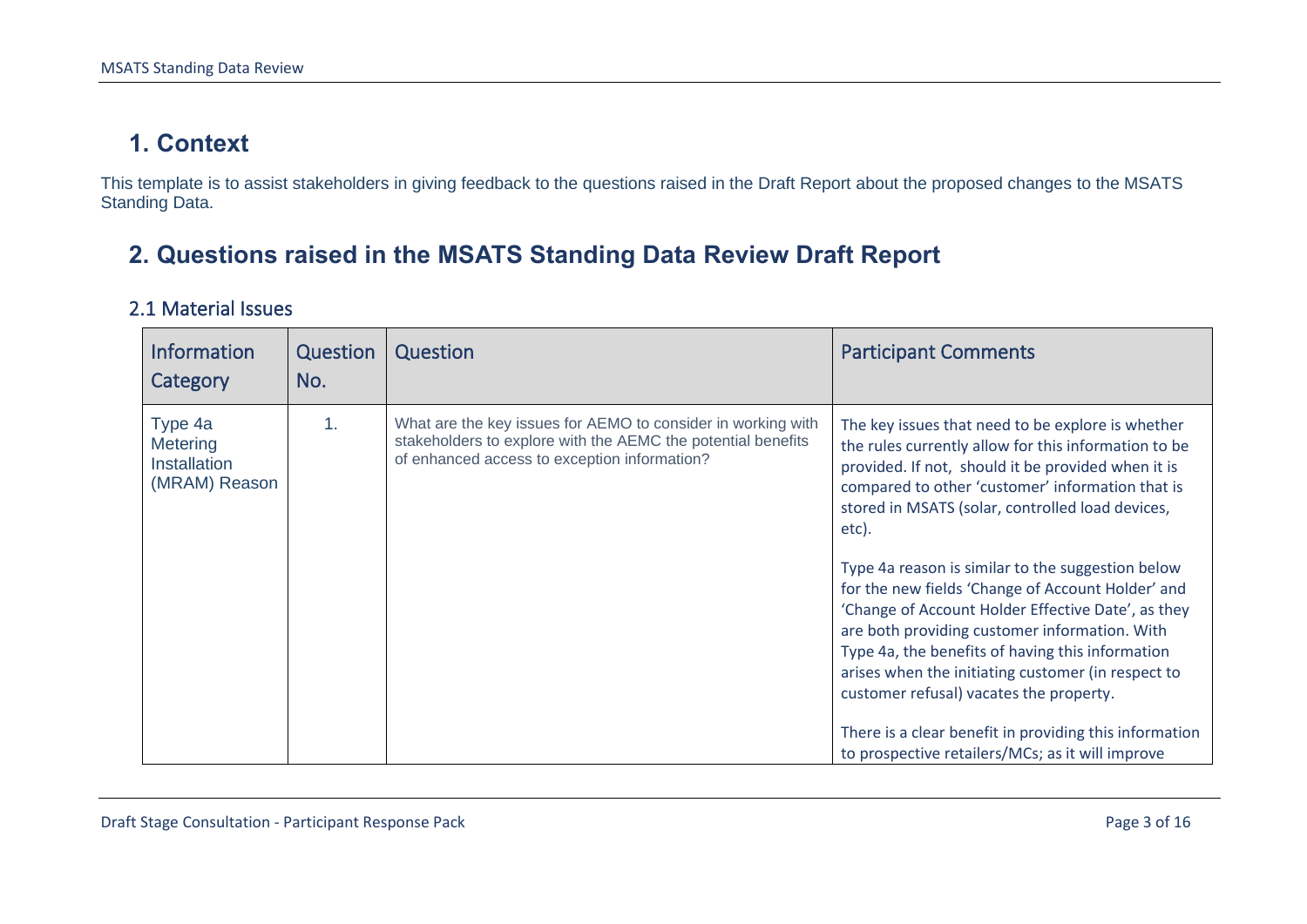# 1. Context

This template is to assist stakeholders in giving feedback to the questions raised in the Draft Report about the proposed changes to the MSATS Standing Data.

# 2. Questions raised in the MSATS Standing Data Review Draft Report

## 2.1 Material Issues

| Information Category | Question No. | Question | Participant Comments |
|---|---|---|---|
| Type 4a Metering Installation (MRAM) Reason | 1. | What are the key issues for AEMO to consider in working with stakeholders to explore with the AEMC the potential benefits of enhanced access to exception information? | The key issues that need to be explore is whether the rules currently allow for this information to be provided. If not, should it be provided when it is compared to other 'customer' information that is stored in MSATS (solar, controlled load devices, etc).<br><br>Type 4a reason is similar to the suggestion below for the new fields 'Change of Account Holder' and 'Change of Account Holder Effective Date', as they are both providing customer information. With Type 4a, the benefits of having this information arises when the initiating customer (in respect to customer refusal) vacates the property.<br><br>There is a clear benefit in providing this information to prospective retailers/MCs; as it will improve |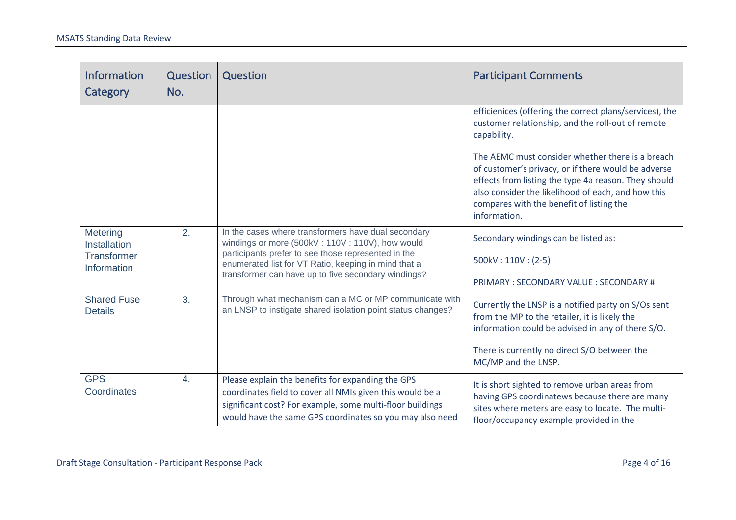| Information Category | Question No. | Question | Participant Comments |
|---|---|---|---|
| | | | efficienices (offering the correct plans/services), the customer relationship, and the roll-out of remote capability.<br><br>The AEMC must consider whether there is a breach of customer's privacy, or if there would be adverse effects from listing the type 4a reason. They should also consider the likelihood of each, and how this compares with the benefit of listing the information. |
| Metering Installation Transformer Information | 2. | In the cases where transformers have dual secondary windings or more (500kV : 110V : 110V), how would participants prefer to see those represented in the enumerated list for VT Ratio, keeping in mind that a transformer can have up to five secondary windings? | Secondary windings can be listed as:<br><br>500kV : 110V : (2-5)<br><br>PRIMARY : SECONDARY VALUE : SECONDARY # |
| Shared Fuse Details | 3. | Through what mechanism can a MC or MP communicate with an LNSP to instigate shared isolation point status changes? | Currently the LNSP is a notified party on S/Os sent from the MP to the retailer, it is likely the information could be advised in any of there S/O.<br><br>There is currently no direct S/O between the MC/MP and the LNSP. |
| GPS Coordinates | 4. | Please explain the benefits for expanding the GPS coordinates field to cover all NMIs given this would be a significant cost? For example, some multi-floor buildings would have the same GPS coordinates so you may also need | It is short sighted to remove urban areas from having GPS coordinatews because there are many sites where meters are easy to locate. The multi-floor/occupancy example provided in the |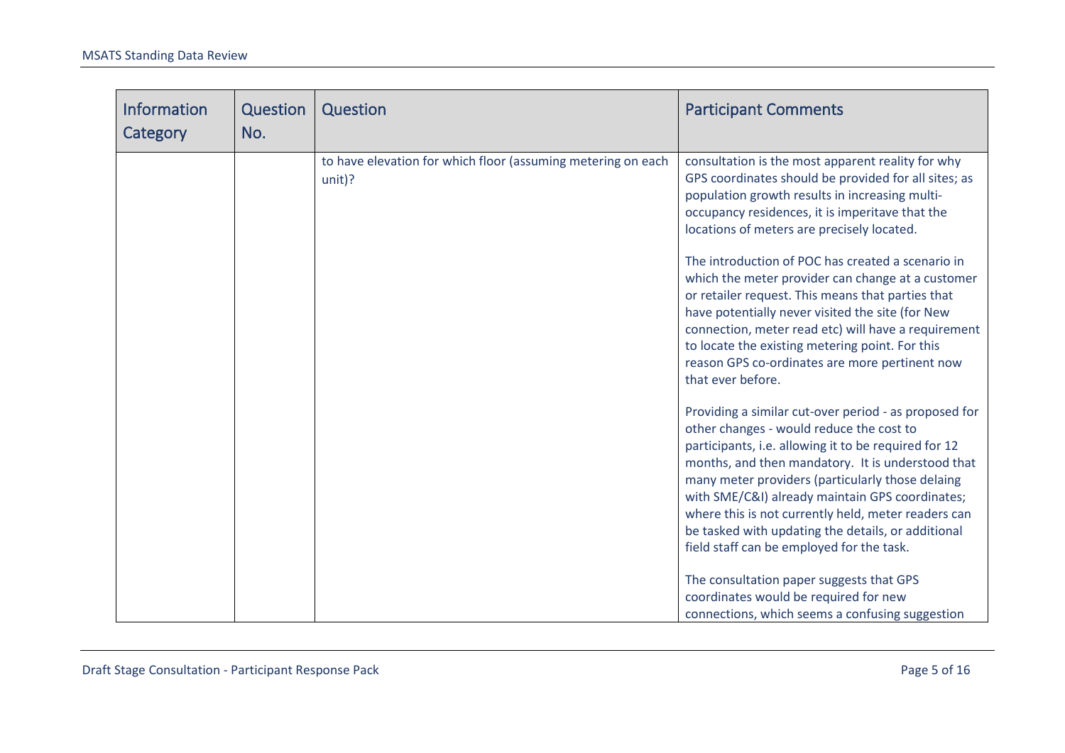| Information Category | Question No. | Question | Participant Comments |
|---|---|---|---|
| | | to have elevation for which floor (assuming metering on each unit)? | consultation is the most apparent reality for why GPS coordinates should be provided for all sites; as population growth results in increasing multi-occupancy residences, it is imperitave that the locations of meters are precisely located.<br><br>The introduction of POC has created a scenario in which the meter provider can change at a customer or retailer request. This means that parties that have potentially never visited the site (for New connection, meter read etc) will have a requirement to locate the existing metering point. For this reason GPS co-ordinates are more pertinent now that ever before.<br><br>Providing a similar cut-over period - as proposed for other changes - would reduce the cost to participants, i.e. allowing it to be required for 12 months, and then mandatory. It is understood that many meter providers (particularly those delaing with SME/C&I) already maintain GPS coordinates; where this is not currently held, meter readers can be tasked with updating the details, or additional field staff can be employed for the task.<br><br>The consultation paper suggests that GPS coordinates would be required for new connections, which seems a confusing suggestion |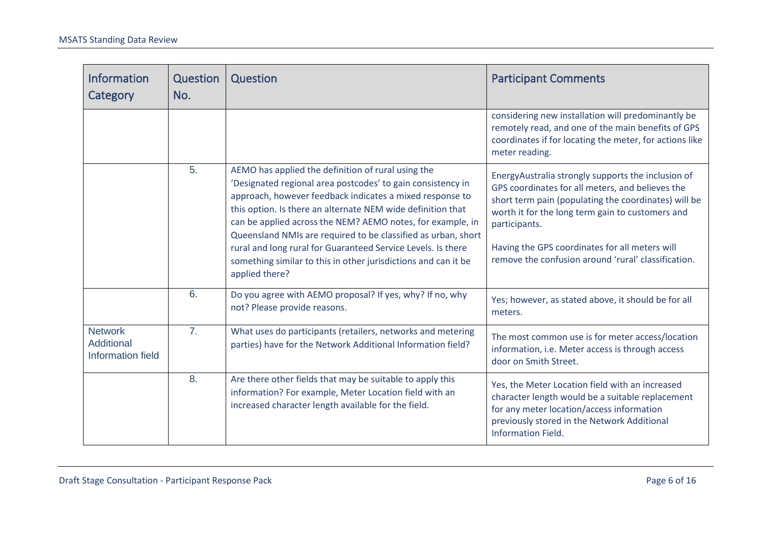| Information Category | Question No. | Question | Participant Comments |
|---|---|---|---|
| | | | considering new installation will predominantly be remotely read, and one of the main benefits of GPS coordinates if for locating the meter, for actions like meter reading. |
| | 5. | AEMO has applied the definition of rural using the 'Designated regional area postcodes' to gain consistency in approach, however feedback indicates a mixed response to this option. Is there an alternate NEM wide definition that can be applied across the NEM? AEMO notes, for example, in Queensland NMIs are required to be classified as urban, short rural and long rural for Guaranteed Service Levels. Is there something similar to this in other jurisdictions and can it be applied there? | EnergyAustralia strongly supports the inclusion of GPS coordinates for all meters, and believes the short term pain (populating the coordinates) will be worth it for the long term gain to customers and participants.<br><br>Having the GPS coordinates for all meters will remove the confusion around 'rural' classification. |
| | 6. | Do you agree with AEMO proposal? If yes, why? If no, why not? Please provide reasons. | Yes; however, as stated above, it should be for all meters. |
| Network Additional Information field | 7. | What uses do participants (retailers, networks and metering parties) have for the Network Additional Information field? | The most common use is for meter access/location information, i.e. Meter access is through access door on Smith Street. |
| | 8. | Are there other fields that may be suitable to apply this information? For example, Meter Location field with an increased character length available for the field. | Yes, the Meter Location field with an increased character length would be a suitable replacement for any meter location/access information previously stored in the Network Additional Information Field. |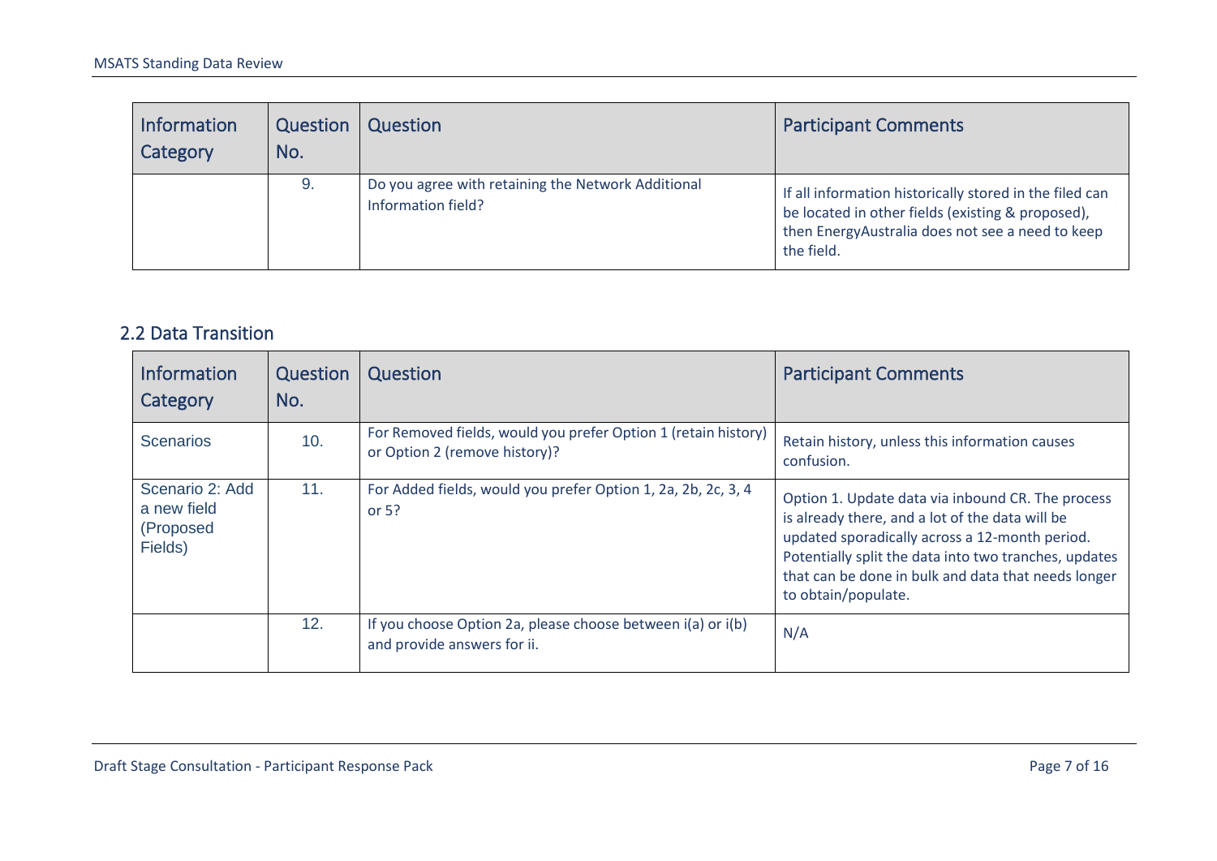| Information Category | Question No. | Question | Participant Comments |
|---|---|---|---|
| | 9. | Do you agree with retaining the Network Additional Information field? | If all information historically stored in the filed can be located in other fields (existing & proposed), then EnergyAustralia does not see a need to keep the field. |

## 2.2 Data Transition

| Information Category | Question No. | Question | Participant Comments |
|---|---|---|---|
| Scenarios | 10. | For Removed fields, would you prefer Option 1 (retain history) or Option 2 (remove history)? | Retain history, unless this information causes confusion. |
| Scenario 2: Add a new field (Proposed Fields) | 11. | For Added fields, would you prefer Option 1, 2a, 2b, 2c, 3, 4 or 5? | Option 1. Update data via inbound CR. The process is already there, and a lot of the data will be updated sporadically across a 12-month period. Potentially split the data into two tranches, updates that can be done in bulk and data that needs longer to obtain/populate. |
| | 12. | If you choose Option 2a, please choose between i(a) or i(b) and provide answers for ii. | N/A |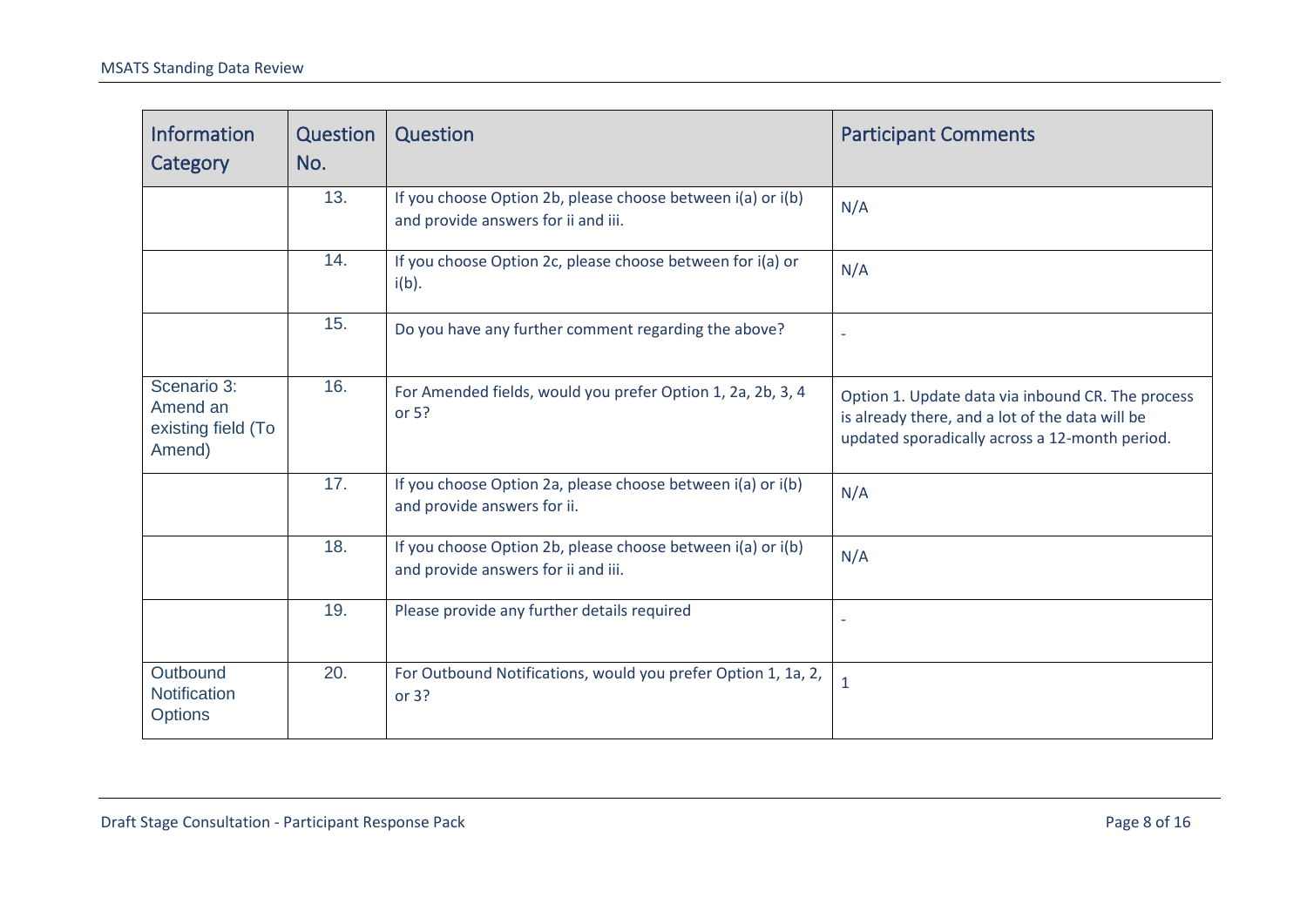| Information Category | Question No. | Question | Participant Comments |
|---|---|---|---|
| | 13. | If you choose Option 2b, please choose between i(a) or i(b) and provide answers for ii and iii. | N/A |
| | 14. | If you choose Option 2c, please choose between for i(a) or i(b). | N/A |
| | 15. | Do you have any further comment regarding the above? | - |
| Scenario 3: Amend an existing field (To Amend) | 16. | For Amended fields, would you prefer Option 1, 2a, 2b, 3, 4 or 5? | Option 1. Update data via inbound CR. The process is already there, and a lot of the data will be updated sporadically across a 12-month period. |
| | 17. | If you choose Option 2a, please choose between i(a) or i(b) and provide answers for ii. | N/A |
| | 18. | If you choose Option 2b, please choose between i(a) or i(b) and provide answers for ii and iii. | N/A |
| | 19. | Please provide any further details required | - |
| Outbound Notification Options | 20. | For Outbound Notifications, would you prefer Option 1, 1a, 2, or 3? | 1 |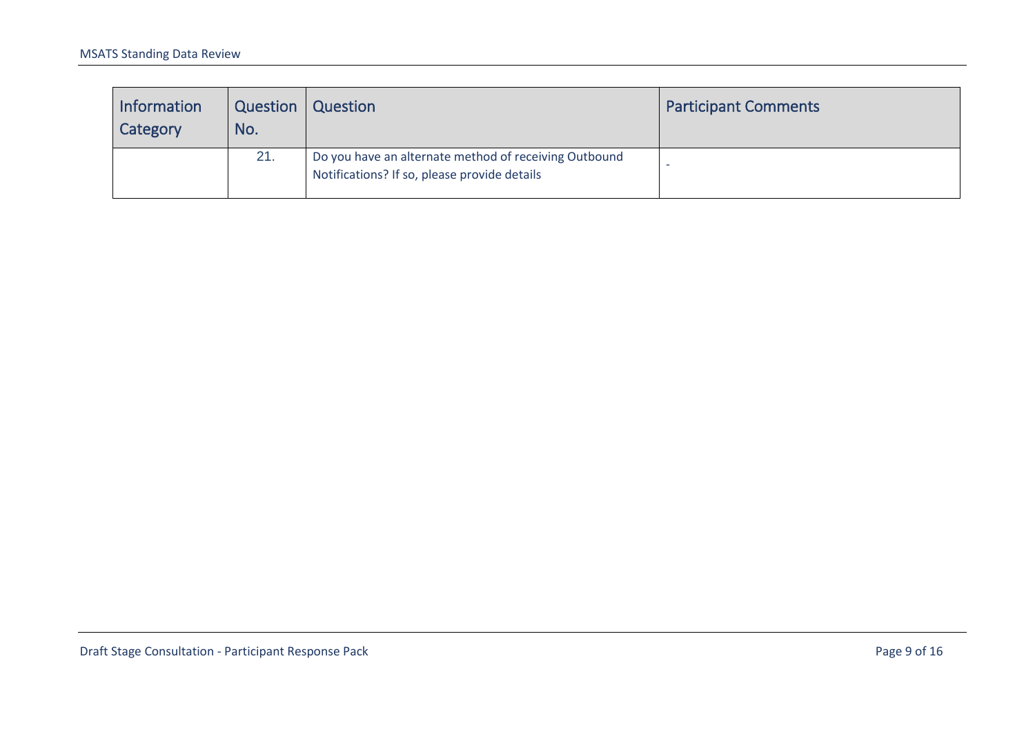| Information Category | Question No. | Question | Participant Comments |
| --- | --- | --- | --- |
| | 21. | Do you have an alternate method of receiving Outbound Notifications? If so, please provide details | - |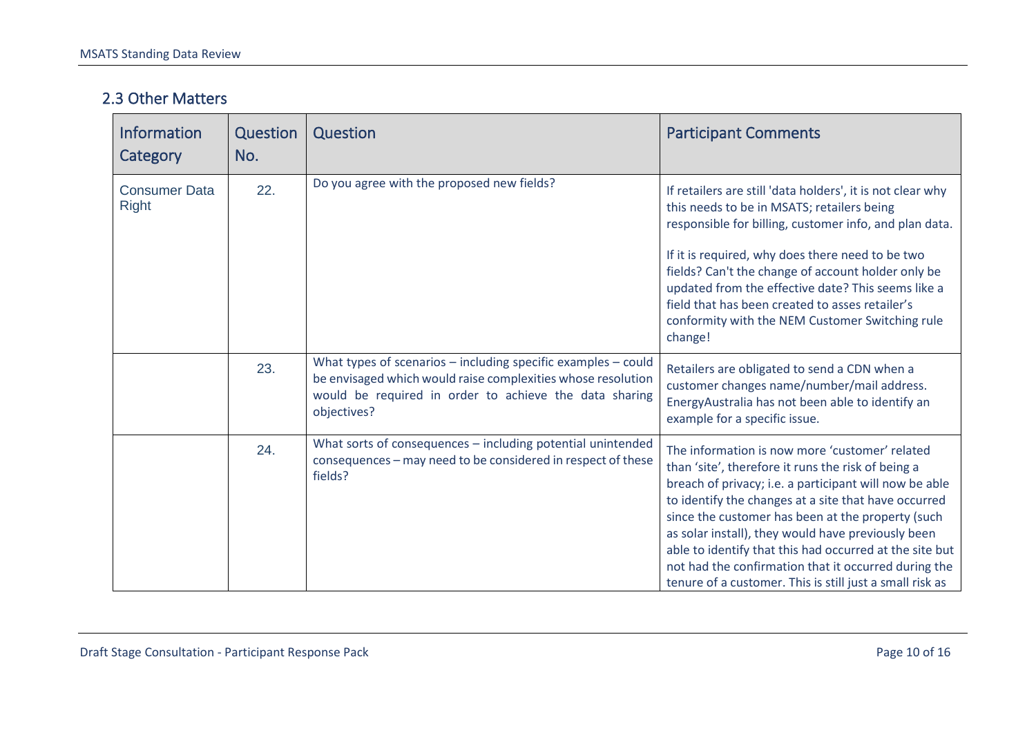## 2.3 Other Matters

| Information Category | Question No. | Question | Participant Comments |
|---|---|---|---|
| Consumer Data Right | 22. | Do you agree with the proposed new fields? | If retailers are still 'data holders', it is not clear why this needs to be in MSATS; retailers being responsible for billing, customer info, and plan data.<br><br>If it is required, why does there need to be two fields? Can't the change of account holder only be updated from the effective date? This seems like a field that has been created to asses retailer's conformity with the NEM Customer Switching rule change! |
| | 23. | What types of scenarios – including specific examples – could be envisaged which would raise complexities whose resolution would be required in order to achieve the data sharing objectives? | Retailers are obligated to send a CDN when a customer changes name/number/mail address. EnergyAustralia has not been able to identify an example for a specific issue. |
| | 24. | What sorts of consequences – including potential unintended consequences – may need to be considered in respect of these fields? | The information is now more 'customer' related than 'site', therefore it runs the risk of being a breach of privacy; i.e. a participant will now be able to identify the changes at a site that have occurred since the customer has been at the property (such as solar install), they would have previously been able to identify that this had occurred at the site but not had the confirmation that it occurred during the tenure of a customer. This is still just a small risk as |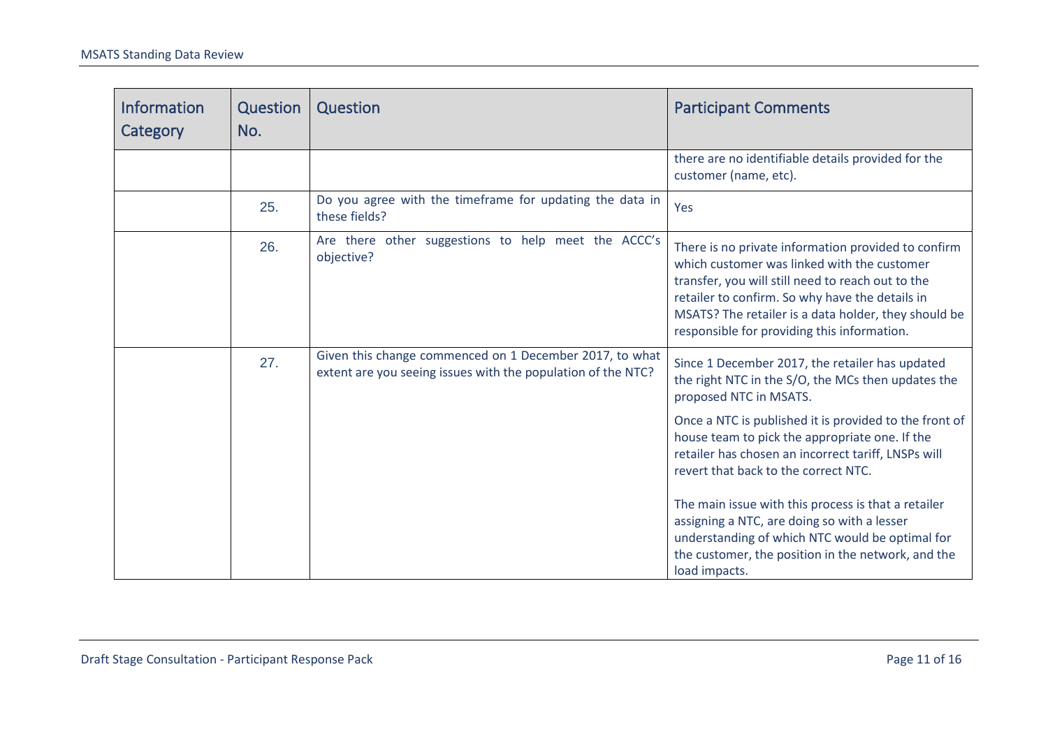| Information Category | Question No. | Question | Participant Comments |
|---|---|---|---|
| | | | there are no identifiable details provided for the customer (name, etc). |
| | 25. | Do you agree with the timeframe for updating the data in these fields? | Yes |
| | 26. | Are there other suggestions to help meet the ACCC's objective? | There is no private information provided to confirm which customer was linked with the customer transfer, you will still need to reach out to the retailer to confirm. So why have the details in MSATS? The retailer is a data holder, they should be responsible for providing this information. |
| | 27. | Given this change commenced on 1 December 2017, to what extent are you seeing issues with the population of the NTC? | Since 1 December 2017, the retailer has updated the right NTC in the S/O, the MCs then updates the proposed NTC in MSATS.<br><br>Once a NTC is published it is provided to the front of house team to pick the appropriate one. If the retailer has chosen an incorrect tariff, LNSPs will revert that back to the correct NTC.<br><br>The main issue with this process is that a retailer assigning a NTC, are doing so with a lesser understanding of which NTC would be optimal for the customer, the position in the network, and the load impacts. |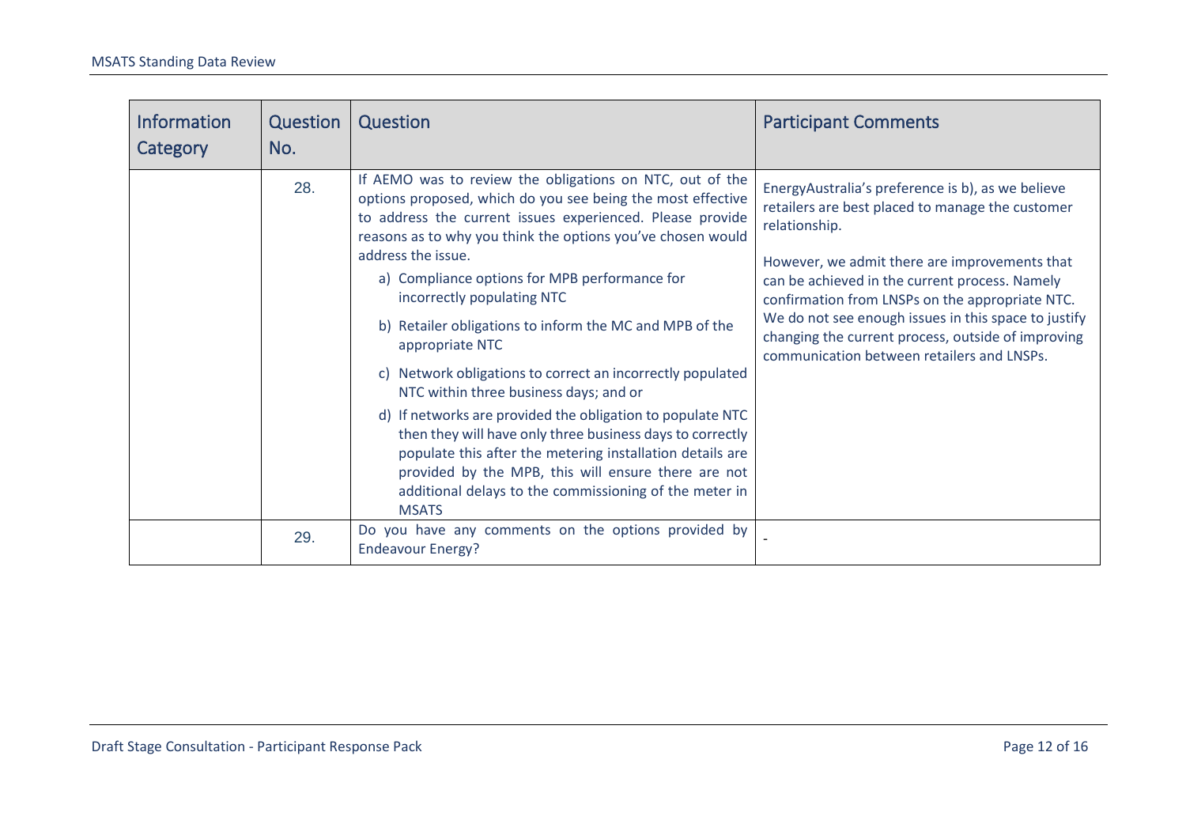| Information Category | Question No. | Question | Participant Comments |
| --- | --- | --- | --- |
| | 28. | If AEMO was to review the obligations on NTC, out of the options proposed, which do you see being the most effective to address the current issues experienced. Please provide reasons as to why you think the options you've chosen would address the issue.<br>a) Compliance options for MPB performance for incorrectly populating NTC<br>b) Retailer obligations to inform the MC and MPB of the appropriate NTC<br>c) Network obligations to correct an incorrectly populated NTC within three business days; and or<br>d) If networks are provided the obligation to populate NTC then they will have only three business days to correctly populate this after the metering installation details are provided by the MPB, this will ensure there are not additional delays to the commissioning of the meter in MSATS | EnergyAustralia's preference is b), as we believe retailers are best placed to manage the customer relationship.<br><br>However, we admit there are improvements that can be achieved in the current process. Namely confirmation from LNSPs on the appropriate NTC. We do not see enough issues in this space to justify changing the current process, outside of improving communication between retailers and LNSPs. |
| | 29. | Do you have any comments on the options provided by Endeavour Energy? | - |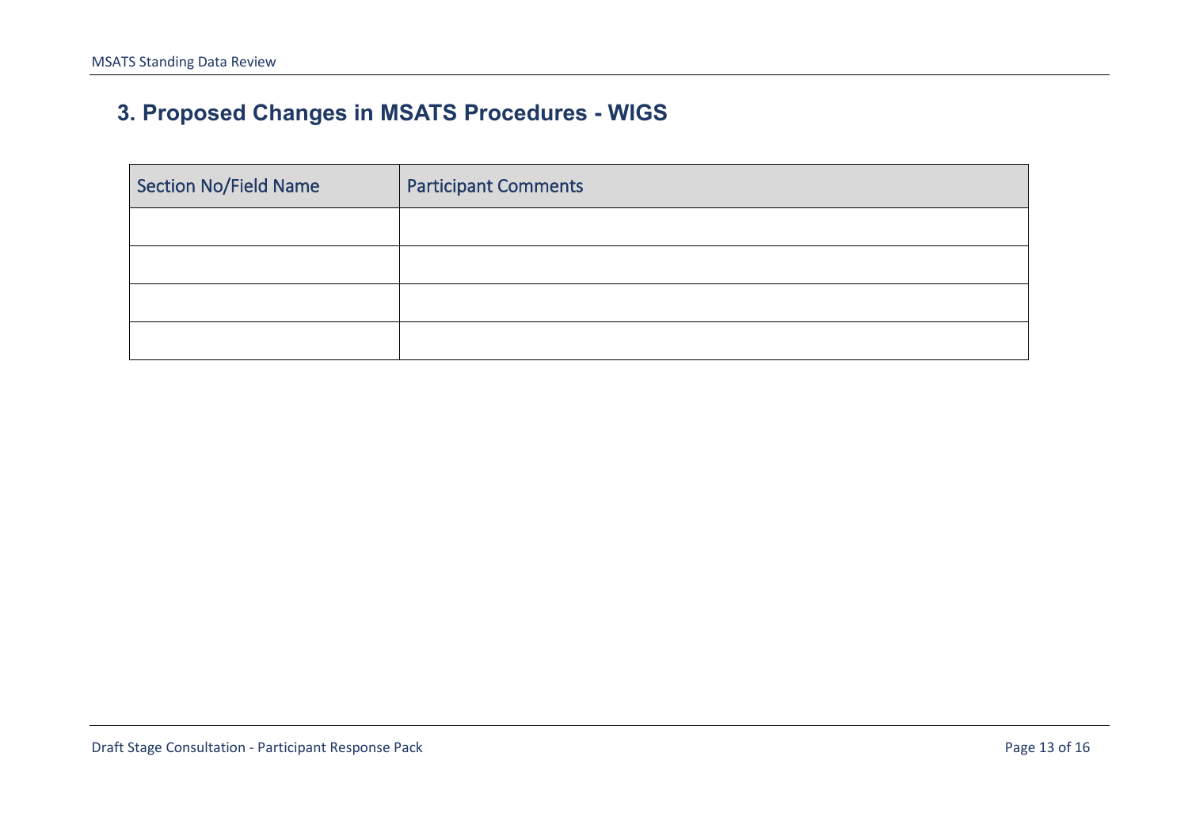## 3. Proposed Changes in MSATS Procedures - WIGS

| Section No/Field Name | Participant Comments |
|---|---|
| | |
| | |
| | |
| | |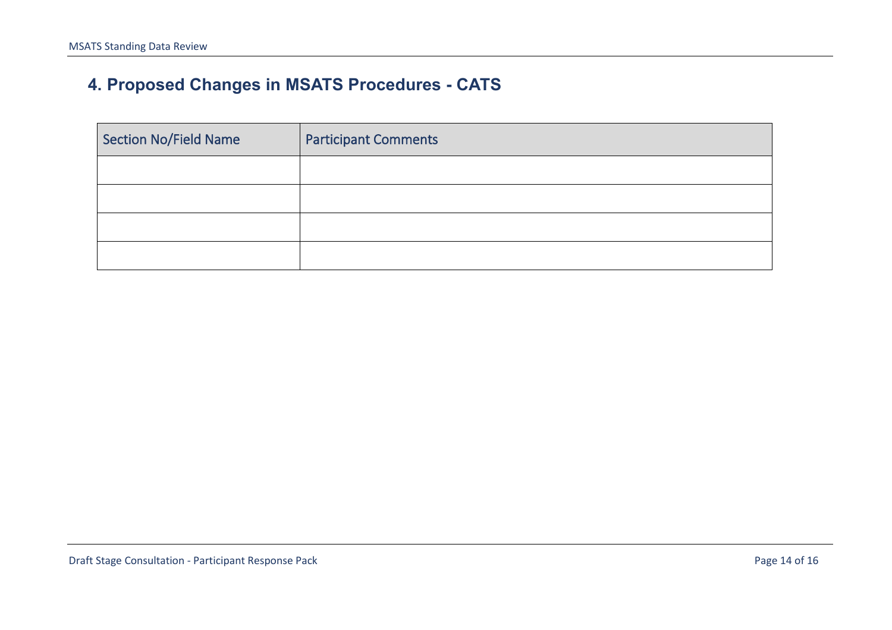## 4. Proposed Changes in MSATS Procedures - CATS

| Section No/Field Name | Participant Comments |
|---|---|
| | |
| | |
| | |
| | |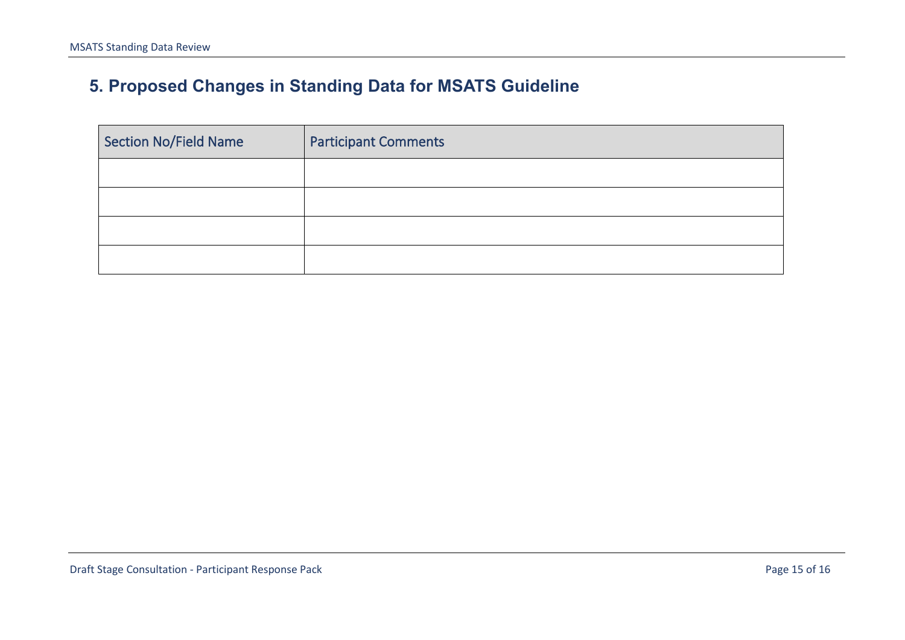## 5. Proposed Changes in Standing Data for MSATS Guideline

| Section No/Field Name | Participant Comments |
|---|---|
| | |
| | |
| | |
| | |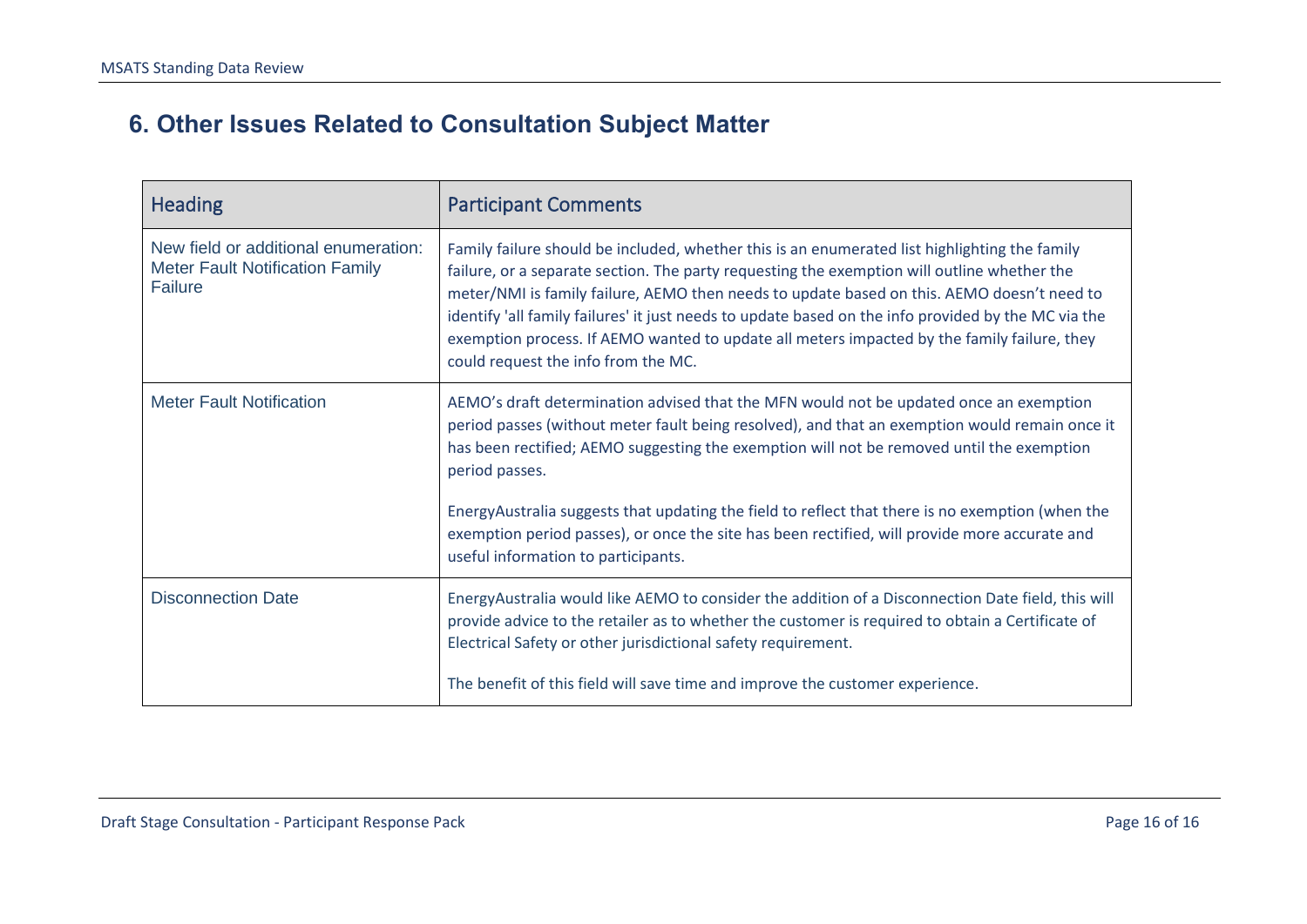## 6. Other Issues Related to Consultation Subject Matter

| Heading | Participant Comments |
| --- | --- |
| New field or additional enumeration: Meter Fault Notification Family Failure | Family failure should be included, whether this is an enumerated list highlighting the family failure, or a separate section. The party requesting the exemption will outline whether the meter/NMI is family failure, AEMO then needs to update based on this. AEMO doesn't need to identify 'all family failures' it just needs to update based on the info provided by the MC via the exemption process. If AEMO wanted to update all meters impacted by the family failure, they could request the info from the MC. |
| Meter Fault Notification | AEMO's draft determination advised that the MFN would not be updated once an exemption period passes (without meter fault being resolved), and that an exemption would remain once it has been rectified; AEMO suggesting the exemption will not be removed until the exemption period passes.<br><br>EnergyAustralia suggests that updating the field to reflect that there is no exemption (when the exemption period passes), or once the site has been rectified, will provide more accurate and useful information to participants. |
| Disconnection Date | EnergyAustralia would like AEMO to consider the addition of a Disconnection Date field, this will provide advice to the retailer as to whether the customer is required to obtain a Certificate of Electrical Safety or other jurisdictional safety requirement.<br><br>The benefit of this field will save time and improve the customer experience. |